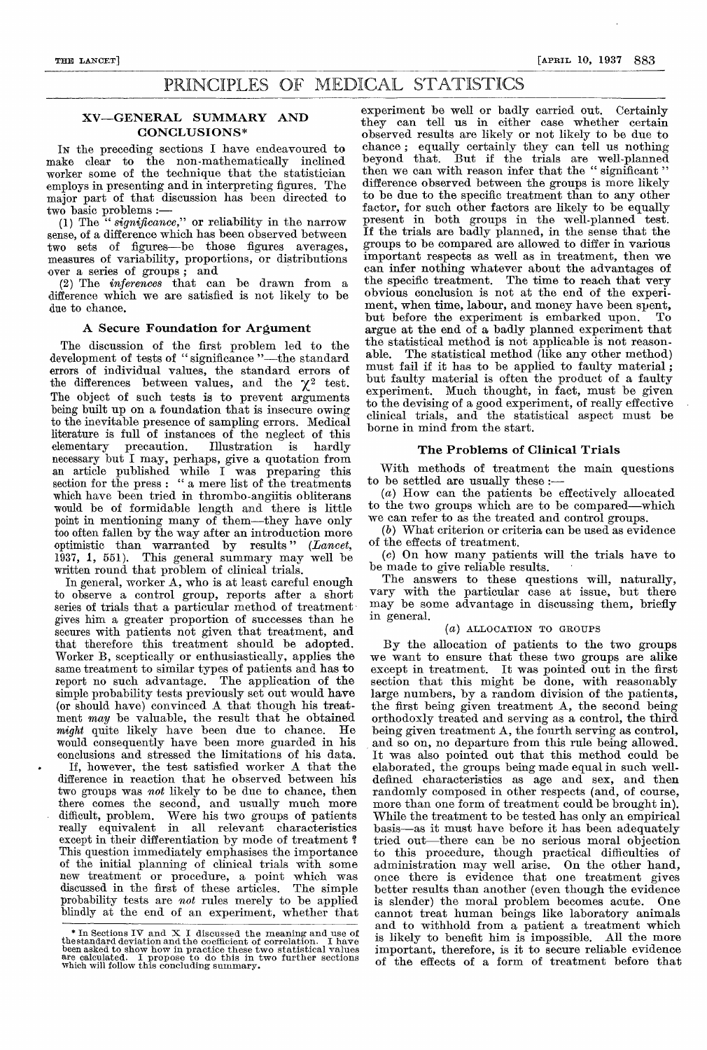# PRINCIPLES OF MEDICAL STATISTICS

## XV—GENERAL SUMMARY AND CONCLUSIONS*

In the preceding sections I have endeavoured to make clear to the non-mathematically inclined worker some of the technique that the statistician employs in presenting and in interpreting figures. The major part of that discussion has been directed to two basic problems :—

(1) The "*significance*," or reliability in the narrow sense, of a difference which has been observed between two sets of figures—be those figures averages, measures of variability, proportions, or distributions over a series of groups ; and

(2) The *inferences* that can be drawn from a difference which we are satisfied is not likely to be due to chance.

### A Secure Foundation for Argument

The discussion of the first problem led to the development of tests of "significance"—the standard errors of individual values, the standard errors of the differences between values, and the $\chi^2$ test. The object of such tests is to prevent arguments being built up on a foundation that is insecure owing to the inevitable presence of sampling errors. Medical literature is full of instances of the neglect of this elementary precaution. Illustration is hardly necessary but I may, perhaps, give a quotation from an article published while I was preparing this section for the press : "a mere list of the treatments which have been tried in thrombo-angiitis obliterans would be of formidable length and there is little point in mentioning many of them—they have only too often fallen by the way after an introduction more optimistic than warranted by results" (*Lancet*, 1937, **1**, 551). This general summary may well be written round that problem of clinical trials.

In general, worker A, who is at least careful enough to observe a control group, reports after a short series of trials that a particular method of treatment gives him a greater proportion of successes than he secures with patients not given that treatment, and that therefore this treatment should be adopted. Worker B, sceptically or enthusiastically, applies the same treatment to similar types of patients and has to report no such advantage. The application of the simple probability tests previously set out would have (or should have) convinced A that though his treatment *may* be valuable, the result that he obtained *might* quite likely have been due to chance. He would consequently have been more guarded in his conclusions and stressed the limitations of his data.

If, however, the test satisfied worker A that the difference in reaction that he observed between his two groups was *not* likely to be due to chance, then there comes the second, and usually much more difficult, problem. Were his two groups of patients really equivalent in all relevant characteristics except in their differentiation by mode of treatment ? This question immediately emphasises the importance of the initial planning of clinical trials with some new treatment or procedure, a point which was discussed in the first of these articles. The simple probability tests are *not* rules merely to be applied blindly at the end of an experiment, whether that experiment be well or badly carried out. Certainly they can tell us in either case whether certain observed results are likely or not likely to be due to chance ; equally certainly they can tell us nothing beyond that. But if the trials are well-planned then we can with reason infer that the "significant" difference observed between the groups is more likely to be due to the specific treatment than to any other factor, for such other factors are likely to be equally present in both groups in the well-planned test. If the trials are badly planned, in the sense that the groups to be compared are allowed to differ in various important respects as well as in treatment, then we can infer nothing whatever about the advantages of the specific treatment. The time to reach that very obvious conclusion is not at the end of the experiment, when time, labour, and money have been spent, but before the experiment is embarked upon. To argue at the end of a badly planned experiment that the statistical method is not applicable is not reasonable. The statistical method (like any other method) must fail if it has to be applied to faulty material ; but faulty material is often the product of a faulty experiment. Much thought, in fact, must be given to the devising of a good experiment, of really effective clinical trials, and the statistical aspect must be borne in mind from the start.

### The Problems of Clinical Trials

With methods of treatment the main questions to be settled are usually these :—

(*a*) How can the patients be effectively allocated to the two groups which are to be compared—which we can refer to as the treated and control groups.

(*b*) What criterion or criteria can be used as evidence of the effects of treatment.

(*c*) On how many patients will the trials have to be made to give reliable results.

The answers to these questions will, naturally, vary with the particular case at issue, but there may be some advantage in discussing them, briefly in general.

#### (*a*) ALLOCATION TO GROUPS

By the allocation of patients to the two groups we want to ensure that these two groups are alike except in treatment. It was pointed out in the first section that this might be done, with reasonably large numbers, by a random division of the patients, the first being given treatment A, the second being orthodoxly treated and serving as a control, the third being given treatment A, the fourth serving as control, and so on, no departure from this rule being allowed. It was also pointed out that this method could be elaborated, the groups being made equal in such well-defined characteristics as age and sex, and then randomly composed in other respects (and, of course, more than one form of treatment could be brought in). While the treatment to be tested has only an empirical basis—as it must have before it has been adequately tried out—there can be no serious moral objection to this procedure, though practical difficulties of administration may well arise. On the other hand, once there is evidence that one treatment gives better results than another (even though the evidence is slender) the moral problem becomes acute. One cannot treat human beings like laboratory animals and to withhold from a patient a treatment which is likely to benefit him is impossible. All the more important, therefore, is it to secure reliable evidence of the effects of a form of treatment before that

---

* In Sections IV and X I discussed the meaning and use of the standard deviation and the coefficient of correlation. I have been asked to show how in practice these two statistical values are calculated. I propose to do this in two further sections which will follow this concluding summary.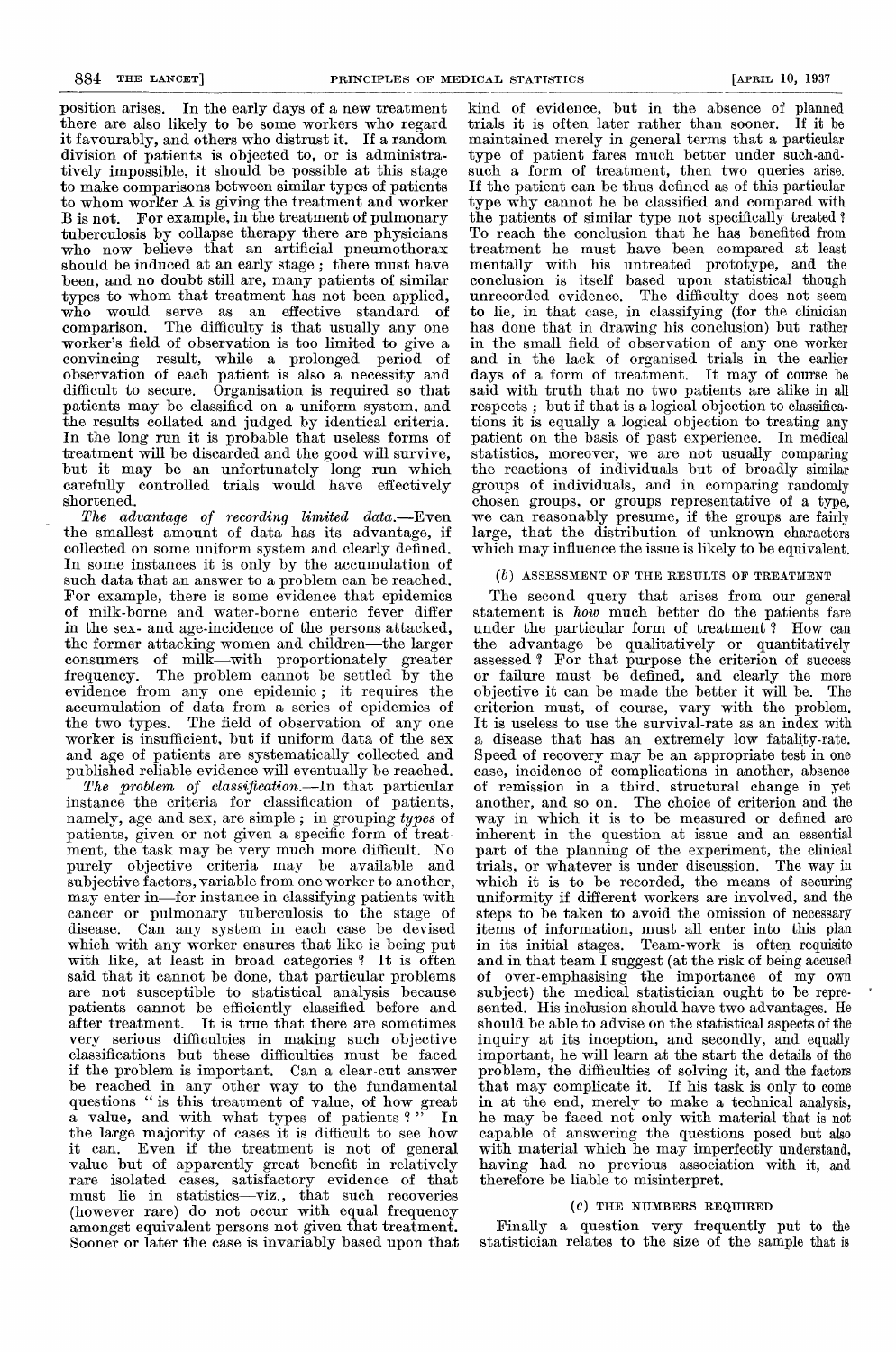position arises. In the early days of a new treatment there are also likely to be some workers who regard it favourably, and others who distrust it. If a random division of patients is objected to, or is administratively impossible, it should be possible at this stage to make comparisons between similar types of patients to whom worker A is giving the treatment and worker B is not. For example, in the treatment of pulmonary tuberculosis by collapse therapy there are physicians who now believe that an artificial pneumothorax should be induced at an early stage; there must have been, and no doubt still are, many patients of similar types to whom that treatment has not been applied, who would serve as an effective standard of comparison. The difficulty is that usually any one worker's field of observation is too limited to give a convincing result, while a prolonged period of observation of each patient is also a necessity and difficult to secure. Organisation is required so that patients may be classified on a uniform system, and the results collated and judged by identical criteria. In the long run it is probable that useless forms of treatment will be discarded and the good will survive, but it may be an unfortunately long run which carefully controlled trials would have effectively shortened.

*The advantage of recording limited data.*—Even the smallest amount of data has its advantage, if collected on some uniform system and clearly defined. In some instances it is only by the accumulation of such data that an answer to a problem can be reached. For example, there is some evidence that epidemics of milk-borne and water-borne enteric fever differ in the sex- and age-incidence of the persons attacked, the former attacking women and children—the larger consumers of milk—with proportionately greater frequency. The problem cannot be settled by the evidence from any one epidemic; it requires the accumulation of data from a series of epidemics of the two types. The field of observation of any one worker is insufficient, but if uniform data of the sex and age of patients are systematically collected and published reliable evidence will eventually be reached.

*The problem of classification.*—In that particular instance the criteria for classification of patients, namely, age and sex, are simple; in grouping *types* of patients, given or not given a specific form of treatment, the task may be very much more difficult. No purely objective criteria may be available and subjective factors, variable from one worker to another, may enter in—for instance in classifying patients with cancer or pulmonary tuberculosis to the stage of disease. Can any system in each case be devised which with any worker ensures that like is being put with like, at least in broad categories? It is often said that it cannot be done, that particular problems are not susceptible to statistical analysis because patients cannot be efficiently classified before and after treatment. It is true that there are sometimes very serious difficulties in making such objective classifications but these difficulties must be faced if the problem is important. Can a clear-cut answer be reached in any other way to the fundamental questions "is this treatment of value, of how great a value, and with what types of patients?" In the large majority of cases it is difficult to see how it can. Even if the treatment is not of general value but of apparently great benefit in relatively rare isolated cases, satisfactory evidence of that must lie in statistics—viz., that such recoveries (however rare) do not occur with equal frequency amongst equivalent persons not given that treatment. Sooner or later the case is invariably based upon that kind of evidence, but in the absence of planned trials it is often later rather than sooner. If it be maintained merely in general terms that a particular type of patient fares much better under such-and-such a form of treatment, then two queries arise. If the patient can be thus defined as of this particular type why cannot he be classified and compared with the patients of similar type not specifically treated? To reach the conclusion that he has benefited from treatment he must have been compared at least mentally with his untreated prototype, and the conclusion is itself based upon statistical though unrecorded evidence. The difficulty does not seem to lie, in that case, in classifying (for the clinician has done that in drawing his conclusion) but rather in the small field of observation of any one worker and in the lack of organised trials in the earlier days of a form of treatment. It may of course be said with truth that no two patients are alike in all respects; but if that is a logical objection to classifications it is equally a logical objection to treating any patient on the basis of past experience. In medical statistics, moreover, we are not usually comparing the reactions of individuals but of broadly similar groups of individuals, and in comparing randomly chosen groups, or groups representative of a type, we can reasonably presume, if the groups are fairly large, that the distribution of unknown characters which may influence the issue is likely to be equivalent.

### (*b*) ASSESSMENT OF THE RESULTS OF TREATMENT

The second query that arises from our general statement is *how* much better do the patients fare under the particular form of treatment? How can the advantage be qualitatively or quantitatively assessed? For that purpose the criterion of success or failure must be defined, and clearly the more objective it can be made the better it will be. The criterion must, of course, vary with the problem. It is useless to use the survival-rate as an index with a disease that has an extremely low fatality-rate. Speed of recovery may be an appropriate test in one case, incidence of complications in another, absence of remission in a third, structural change in yet another, and so on. The choice of criterion and the way in which it is to be measured or defined are inherent in the question at issue and an essential part of the planning of the experiment, the clinical trials, or whatever is under discussion. The way in which it is to be recorded, the means of securing uniformity if different workers are involved, and the steps to be taken to avoid the omission of necessary items of information, must all enter into this plan in its initial stages. Team-work is often requisite and in that team I suggest (at the risk of being accused of over-emphasising the importance of my own subject) the medical statistician ought to be represented. His inclusion should have two advantages. He should be able to advise on the statistical aspects of the inquiry at its inception, and secondly, and equally important, he will learn at the start the details of the problem, the difficulties of solving it, and the factors that may complicate it. If his task is only to come in at the end, merely to make a technical analysis, he may be faced not only with material that is not capable of answering the questions posed but also with material which he may imperfectly understand, having had no previous association with it, and therefore be liable to misinterpret.

### (*c*) THE NUMBERS REQUIRED

Finally a question very frequently put to the statistician relates to the size of the sample that is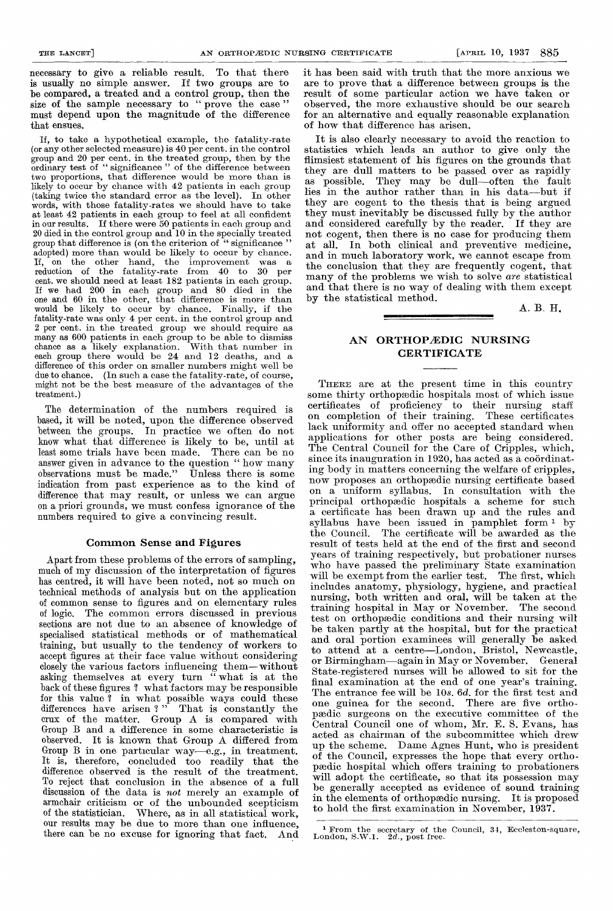necessary to give a reliable result. To that there is usually no simple answer. If two groups are to be compared, a treated and a control group, then the size of the sample necessary to "prove the case" must depend upon the magnitude of the difference that ensues.

If, to take a hypothetical example, the fatality-rate (or any other selected measure) is 40 per cent. in the control group and 20 per cent. in the treated group, then by the ordinary test of "significance" of the difference between two proportions, that difference would be more than is likely to occur by chance with 42 patients in each group (taking twice the standard error as the level). In other words, with those fatality-rates we should have to take at least 42 patients in each group to feel at all confident in our results. If there were 50 patients in each group and 20 died in the control group and 10 in the specially treated group that difference is (on the criterion of "significance" adopted) more than would be likely to occur by chance. If, on the other hand, the improvement was a reduction of the fatality-rate from 40 to 30 per cent. we should need at least 182 patients in each group. If we had 200 in each group and 80 died in the one and 60 in the other, that difference is more than would be likely to occur by chance. Finally, if the fatality-rate was only 4 per cent. in the control group and 2 per cent. in the treated group we should require as many as 600 patients in each group to be able to dismiss chance as a likely explanation. With that number in each group there would be 24 and 12 deaths, and a difference of this order on smaller numbers might well be due to chance. (In such a case the fatality-rate, of course, might not be the best measure of the advantages of the treatment.)

The determination of the numbers required is based, it will be noted, upon the difference observed between the groups. In practice we often do not know what that difference is likely to be, until at least some trials have been made. There can be no answer given in advance to the question "how many observations must be made." Unless there is some indication from past experience as to the kind of difference that may result, or unless we can argue on a priori grounds, we must confess ignorance of the numbers required to give a convincing result.

## Common Sense and Figures

Apart from these problems of the errors of sampling, much of my discussion of the interpretation of figures has centred, it will have been noted, not so much on technical methods of analysis but on the application of common sense to figures and on elementary rules of logic. The common errors discussed in previous sections are not due to an absence of knowledge of specialised statistical methods or of mathematical training, but usually to the tendency of workers to accept figures at their face value without considering closely the various factors influencing them—without asking themselves at every turn "what is at the back of these figures? what factors may be responsible for this value? in what possible ways could these differences have arisen?" That is constantly the crux of the matter. Group A is compared with Group B and a difference in some characteristic is observed. It is known that Group A differed from Group B in one particular way—e.g., in treatment. It is, therefore, concluded too readily that the difference observed is the result of the treatment. To reject that conclusion in the absence of a full discussion of the data is *not* merely an example of armchair criticism or of the unbounded scepticism of the statistician. Where, as in all statistical work, our results may be due to more than one influence, there can be no excuse for ignoring that fact. And it has been said with truth that the more anxious we are to prove that a difference between groups is the result of some particular action we have taken or observed, the more exhaustive should be our search for an alternative and equally reasonable explanation of how that difference has arisen.

It is also clearly necessary to avoid the reaction to statistics which leads an author to give only the flimsiest statement of his figures on the grounds that they are dull matters to be passed over as rapidly as possible. They may be dull—often the fault lies in the author rather than in his data—but if they are cogent to the thesis that is being argued they must inevitably be discussed fully by the author and considered carefully by the reader. If they are not cogent, then there is no case for producing them at all. In both clinical and preventive medicine, and in much laboratory work, we cannot escape from the conclusion that they are frequently cogent, that many of the problems we wish to solve *are* statistical and that there is no way of dealing with them except by the statistical method.

A. B. H.

# AN ORTHOPÆDIC NURSING CERTIFICATE

THERE are at the present time in this country some thirty orthopædic hospitals most of which issue certificates of proficiency to their nursing staff on completion of their training. These certificates lack uniformity and offer no accepted standard when applications for other posts are being considered. The Central Council for the Care of Cripples, which, since its inauguration in 1920, has acted as a coördinating body in matters concerning the welfare of cripples, now proposes an orthopædic nursing certificate based on a uniform syllabus. In consultation with the principal orthopædic hospitals a scheme for such a certificate has been drawn up and the rules and syllabus have been issued in pamphlet form [1] by the Council. The certificate will be awarded as the result of tests held at the end of the first and second years of training respectively, but probationer nurses who have passed the preliminary State examination will be exempt from the earlier test. The first, which includes anatomy, physiology, hygiene, and practical nursing, both written and oral, will be taken at the training hospital in May or November. The second test on orthopædic conditions and their nursing will be taken partly at the hospital, but for the practical and oral portion examinees will generally be asked to attend at a centre—London, Bristol, Newcastle, or Birmingham—again in May or November. General State-registered nurses will be allowed to sit for the final examination at the end of one year's training. The entrance fee will be 10*s.* 6*d.* for the first test and one guinea for the second. There are five orthopædic surgeons on the executive committee of the Central Council one of whom, Mr. E. S. Evans, has acted as chairman of the subcommittee which drew up the scheme. Dame Agnes Hunt, who is president of the Council, expresses the hope that every orthopædic hospital which offers training to probationers will adopt the certificate, so that its possession may be generally accepted as evidence of sound training in the elements of orthopædic nursing. It is proposed to hold the first examination in November, 1937.

[1] From the secretary of the Council, 34, Eccleston-square, London, S.W.1. 2*d.*, post free.